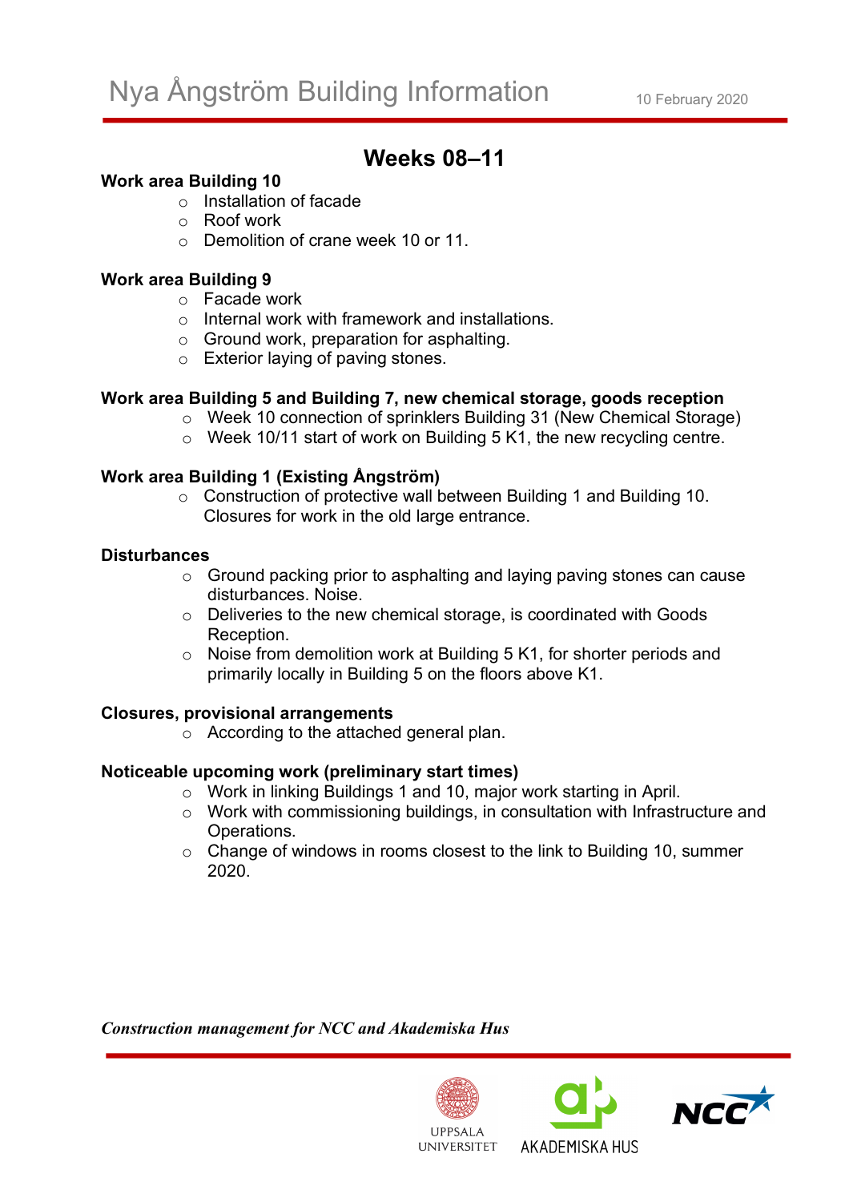# Nya Ångström Building Information

10 February 2020

## Weeks 08–11

**Work area Building 10**

- Installation of facade
- Roof work
- Demolition of crane week 10 or 11.

**Work area Building 9**

- Facade work
- Internal work with framework and installations.
- Ground work, preparation for asphalting.
- Exterior laying of paving stones.

**Work area Building 5 and Building 7, new chemical storage, goods reception**

- Week 10 connection of sprinklers Building 31 (New Chemical Storage)
- Week 10/11 start of work on Building 5 K1, the new recycling centre.

**Work area Building 1 (Existing Ångström)**

- Construction of protective wall between Building 1 and Building 10. Closures for work in the old large entrance.

**Disturbances**

- Ground packing prior to asphalting and laying paving stones can cause disturbances. Noise.
- Deliveries to the new chemical storage, is coordinated with Goods Reception.
- Noise from demolition work at Building 5 K1, for shorter periods and primarily locally in Building 5 on the floors above K1.

**Closures, provisional arrangements**

- According to the attached general plan.

**Noticeable upcoming work (preliminary start times)**

- Work in linking Buildings 1 and 10, major work starting in April.
- Work with commissioning buildings, in consultation with Infrastructure and Operations.
- Change of windows in rooms closest to the link to Building 10, summer 2020.

*Construction management for NCC and Akademiska Hus*

UPPSALA UNIVERSITET AKADEMISKA HUS NCC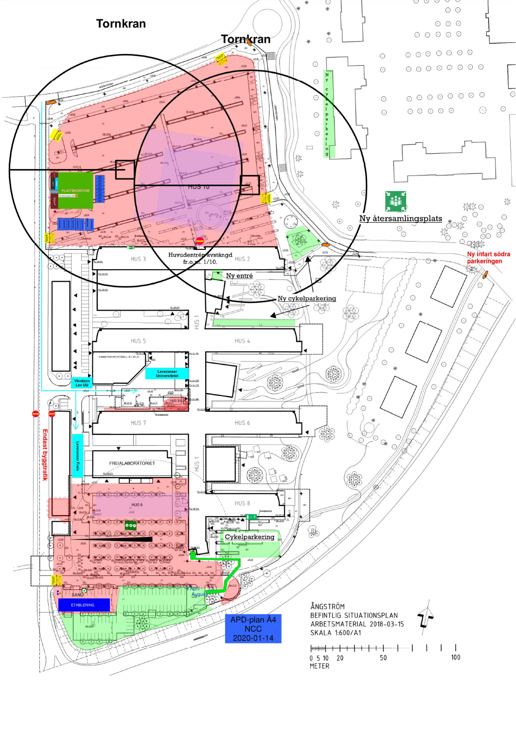Tornkran

Tornkran

Ny cykelparkering

PLATSKONTOR

HUS 10

Ny återsamlingsplats

Ny infart södra parkeringen

Huvudentrén avstängd fr.o.m. 1/10.

HUS 3

HUS 2

Ny entré

Ny cykelparkering

HUS 1

HUS 5

HUS 4

Leveranser Universitetet

Vändzon Lev UU

HUS 7

HUS 6

Endast byggtrafik

Leveranser Freia

FREIALABORATORIET

HUS 1

HUS 9

HUS 8

Cykelparkering

SAND

ETABLERING

9 April - Augusti

APD-plan A4
NCC
2020-01-14

ÅNGSTRÖM
BEFINTLIG SITUATIONSPLAN
ARBETSMATERIAL 2018-03-15
SKALA 1:600/A1

0 5 10 20 50 100
METER